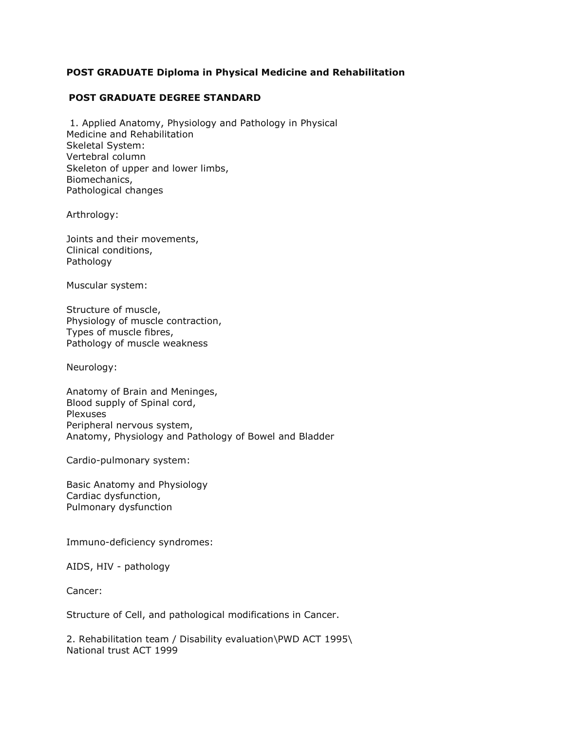**POST GRADUATE Diploma in Physical Medicine and Rehabilitation**

**POST GRADUATE DEGREE STANDARD**

1. Applied Anatomy, Physiology and Pathology in Physical Medicine and Rehabilitation

Skeletal System:
Vertebral column
Skeleton of upper and lower limbs,
Biomechanics,
Pathological changes

Arthrology:

Joints and their movements,
Clinical conditions,
Pathology

Muscular system:

Structure of muscle,
Physiology of muscle contraction,
Types of muscle fibres,
Pathology of muscle weakness

Neurology:

Anatomy of Brain and Meninges,
Blood supply of Spinal cord,
Plexuses
Peripheral nervous system,
Anatomy, Physiology and Pathology of Bowel and Bladder

Cardio-pulmonary system:

Basic Anatomy and Physiology
Cardiac dysfunction,
Pulmonary dysfunction

Immuno-deficiency syndromes:

AIDS, HIV - pathology

Cancer:

Structure of Cell, and pathological modifications in Cancer.

2. Rehabilitation team / Disability evaluation\PWD ACT 1995\ National trust ACT 1999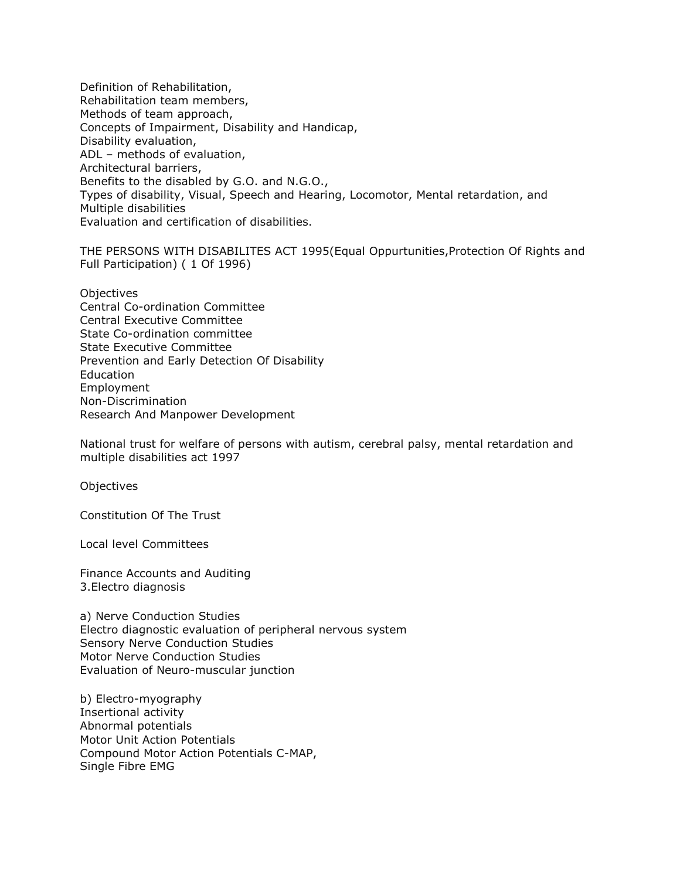Definition of Rehabilitation,
Rehabilitation team members,
Methods of team approach,
Concepts of Impairment, Disability and Handicap,
Disability evaluation,
ADL – methods of evaluation,
Architectural barriers,
Benefits to the disabled by G.O. and N.G.O.,
Types of disability, Visual, Speech and Hearing, Locomotor, Mental retardation, and Multiple disabilities
Evaluation and certification of disabilities.

THE PERSONS WITH DISABILITES ACT 1995(Equal Oppurtunities,Protection Of Rights and Full Participation) ( 1 Of 1996)

Objectives
Central Co-ordination Committee
Central Executive Committee
State Co-ordination committee
State Executive Committee
Prevention and Early Detection Of Disability
Education
Employment
Non-Discrimination
Research And Manpower Development

National trust for welfare of persons with autism, cerebral palsy, mental retardation and multiple disabilities act 1997

Objectives

Constitution Of The Trust

Local level Committees

Finance Accounts and Auditing
3.Electro diagnosis

a) Nerve Conduction Studies
Electro diagnostic evaluation of peripheral nervous system
Sensory Nerve Conduction Studies
Motor Nerve Conduction Studies
Evaluation of Neuro-muscular junction

b) Electro-myography
Insertional activity
Abnormal potentials
Motor Unit Action Potentials
Compound Motor Action Potentials C-MAP,
Single Fibre EMG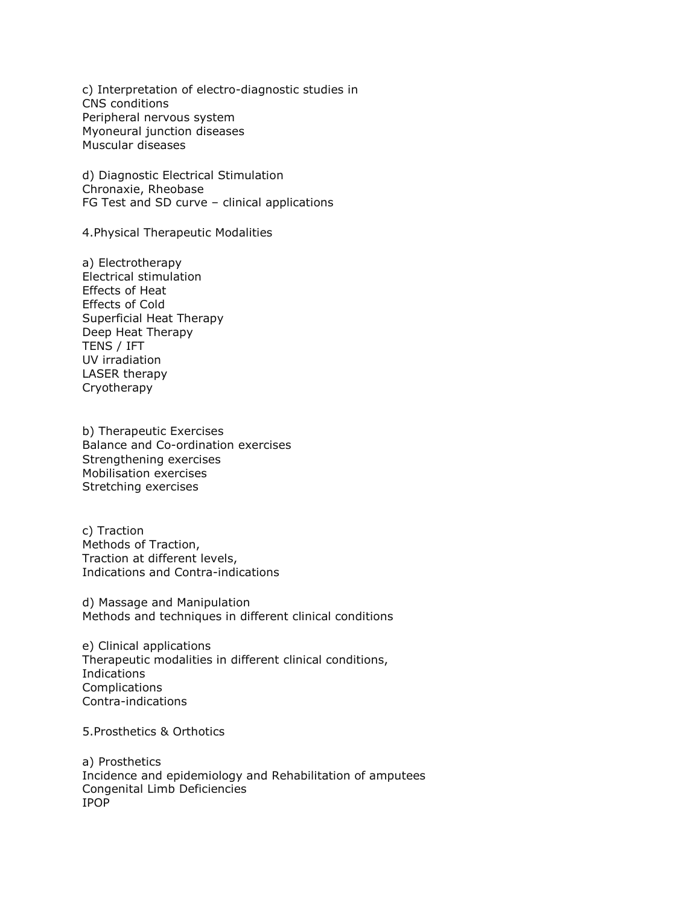c) Interpretation of electro-diagnostic studies in
CNS conditions
Peripheral nervous system
Myoneural junction diseases
Muscular diseases

d) Diagnostic Electrical Stimulation
Chronaxie, Rheobase
FG Test and SD curve – clinical applications

4.Physical Therapeutic Modalities

a) Electrotherapy
Electrical stimulation
Effects of Heat
Effects of Cold
Superficial Heat Therapy
Deep Heat Therapy
TENS / IFT
UV irradiation
LASER therapy
Cryotherapy

b) Therapeutic Exercises
Balance and Co-ordination exercises
Strengthening exercises
Mobilisation exercises
Stretching exercises

c) Traction
Methods of Traction,
Traction at different levels,
Indications and Contra-indications

d) Massage and Manipulation
Methods and techniques in different clinical conditions

e) Clinical applications
Therapeutic modalities in different clinical conditions,
Indications
Complications
Contra-indications

5.Prosthetics & Orthotics

a) Prosthetics
Incidence and epidemiology and Rehabilitation of amputees
Congenital Limb Deficiencies
IPOP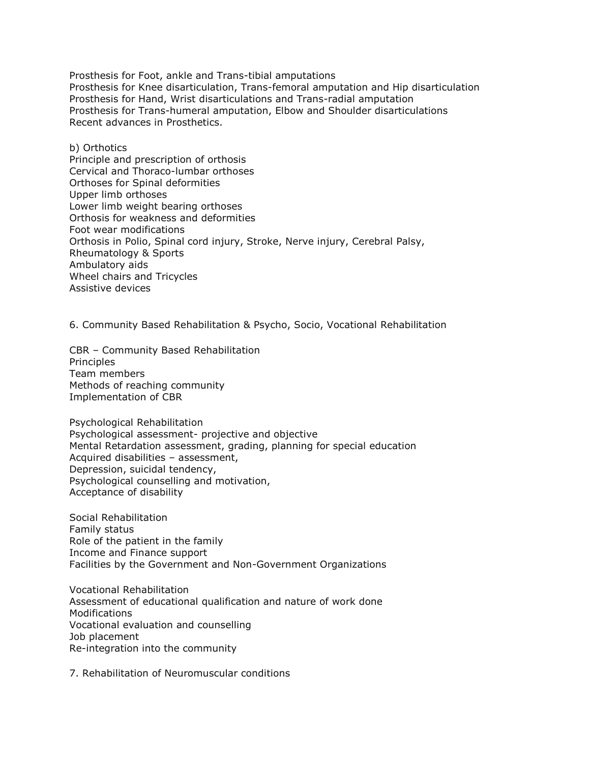Prosthesis for Foot, ankle and Trans-tibial amputations
Prosthesis for Knee disarticulation, Trans-femoral amputation and Hip disarticulation
Prosthesis for Hand, Wrist disarticulations and Trans-radial amputation
Prosthesis for Trans-humeral amputation, Elbow and Shoulder disarticulations
Recent advances in Prosthetics.

b) Orthotics
Principle and prescription of orthosis
Cervical and Thoraco-lumbar orthoses
Orthoses for Spinal deformities
Upper limb orthoses
Lower limb weight bearing orthoses
Orthosis for weakness and deformities
Foot wear modifications
Orthosis in Polio, Spinal cord injury, Stroke, Nerve injury, Cerebral Palsy, Rheumatology & Sports
Ambulatory aids
Wheel chairs and Tricycles
Assistive devices

## 6. Community Based Rehabilitation & Psycho, Socio, Vocational Rehabilitation

CBR – Community Based Rehabilitation
Principles
Team members
Methods of reaching community
Implementation of CBR

Psychological Rehabilitation
Psychological assessment- projective and objective
Mental Retardation assessment, grading, planning for special education
Acquired disabilities – assessment,
Depression, suicidal tendency,
Psychological counselling and motivation,
Acceptance of disability

Social Rehabilitation
Family status
Role of the patient in the family
Income and Finance support
Facilities by the Government and Non-Government Organizations

Vocational Rehabilitation
Assessment of educational qualification and nature of work done
Modifications
Vocational evaluation and counselling
Job placement
Re-integration into the community

## 7. Rehabilitation of Neuromuscular conditions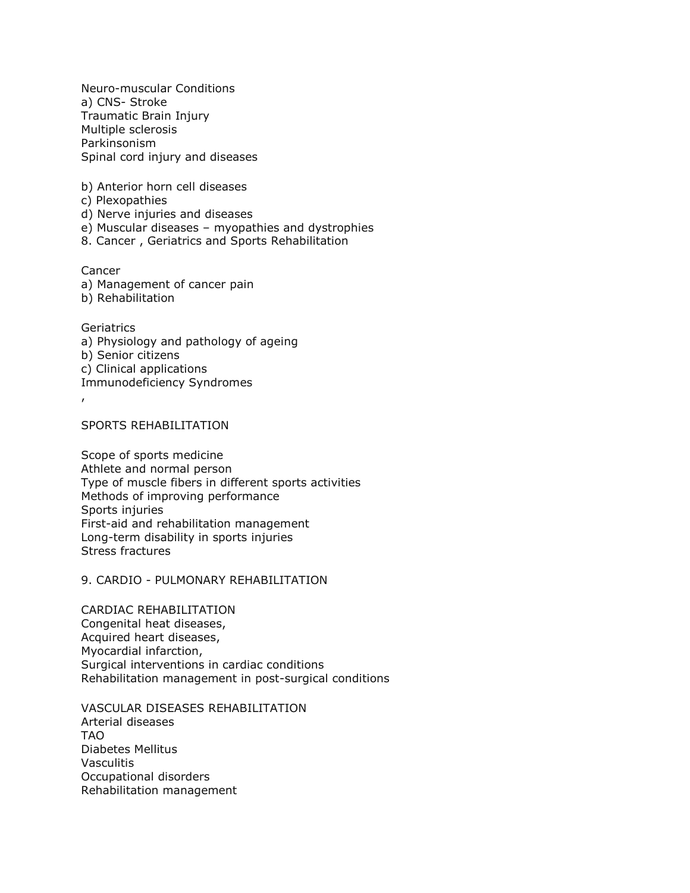Neuro-muscular Conditions
a) CNS- Stroke
Traumatic Brain Injury
Multiple sclerosis
Parkinsonism
Spinal cord injury and diseases

b) Anterior horn cell diseases
c) Plexopathies
d) Nerve injuries and diseases
e) Muscular diseases – myopathies and dystrophies
8. Cancer , Geriatrics and Sports Rehabilitation

Cancer
a) Management of cancer pain
b) Rehabilitation

Geriatrics
a) Physiology and pathology of ageing
b) Senior citizens
c) Clinical applications
Immunodeficiency Syndromes
,

SPORTS REHABILITATION

Scope of sports medicine
Athlete and normal person
Type of muscle fibers in different sports activities
Methods of improving performance
Sports injuries
First-aid and rehabilitation management
Long-term disability in sports injuries
Stress fractures

9. CARDIO - PULMONARY REHABILITATION

CARDIAC REHABILITATION
Congenital heat diseases,
Acquired heart diseases,
Myocardial infarction,
Surgical interventions in cardiac conditions
Rehabilitation management in post-surgical conditions

VASCULAR DISEASES REHABILITATION
Arterial diseases
TAO
Diabetes Mellitus
Vasculitis
Occupational disorders
Rehabilitation management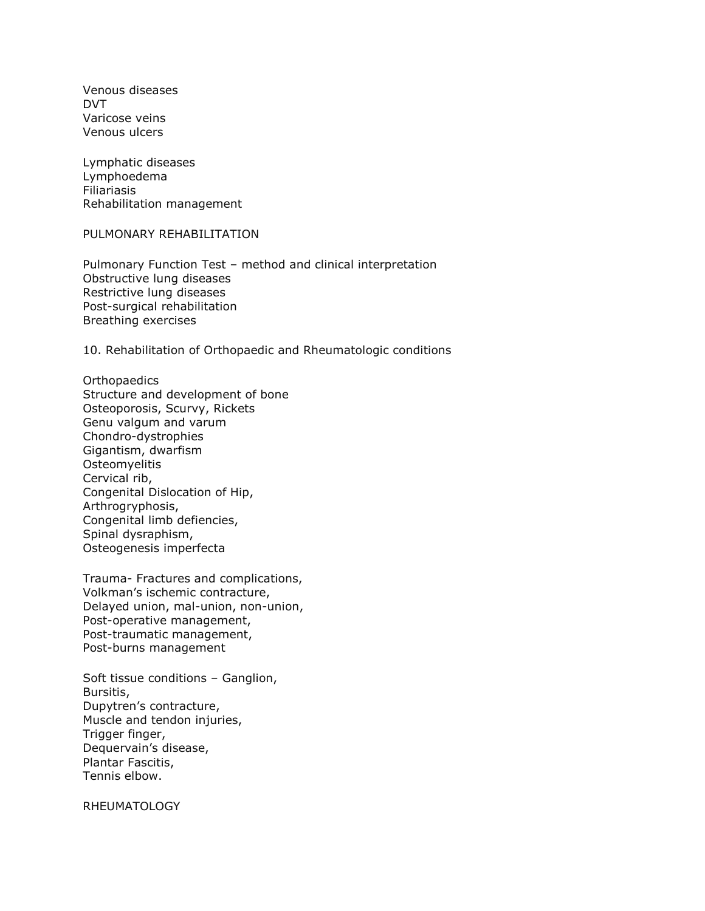Venous diseases
DVT
Varicose veins
Venous ulcers

Lymphatic diseases
Lymphoedema
Filiariasis
Rehabilitation management

PULMONARY REHABILITATION

Pulmonary Function Test – method and clinical interpretation
Obstructive lung diseases
Restrictive lung diseases
Post-surgical rehabilitation
Breathing exercises

10. Rehabilitation of Orthopaedic and Rheumatologic conditions

Orthopaedics
Structure and development of bone
Osteoporosis, Scurvy, Rickets
Genu valgum and varum
Chondro-dystrophies
Gigantism, dwarfism
Osteomyelitis
Cervical rib,
Congenital Dislocation of Hip,
Arthrogryphosis,
Congenital limb defiencies,
Spinal dysraphism,
Osteogenesis imperfecta

Trauma- Fractures and complications,
Volkman's ischemic contracture,
Delayed union, mal-union, non-union,
Post-operative management,
Post-traumatic management,
Post-burns management

Soft tissue conditions – Ganglion,
Bursitis,
Dupytren's contracture,
Muscle and tendon injuries,
Trigger finger,
Dequervain's disease,
Plantar Fascitis,
Tennis elbow.

RHEUMATOLOGY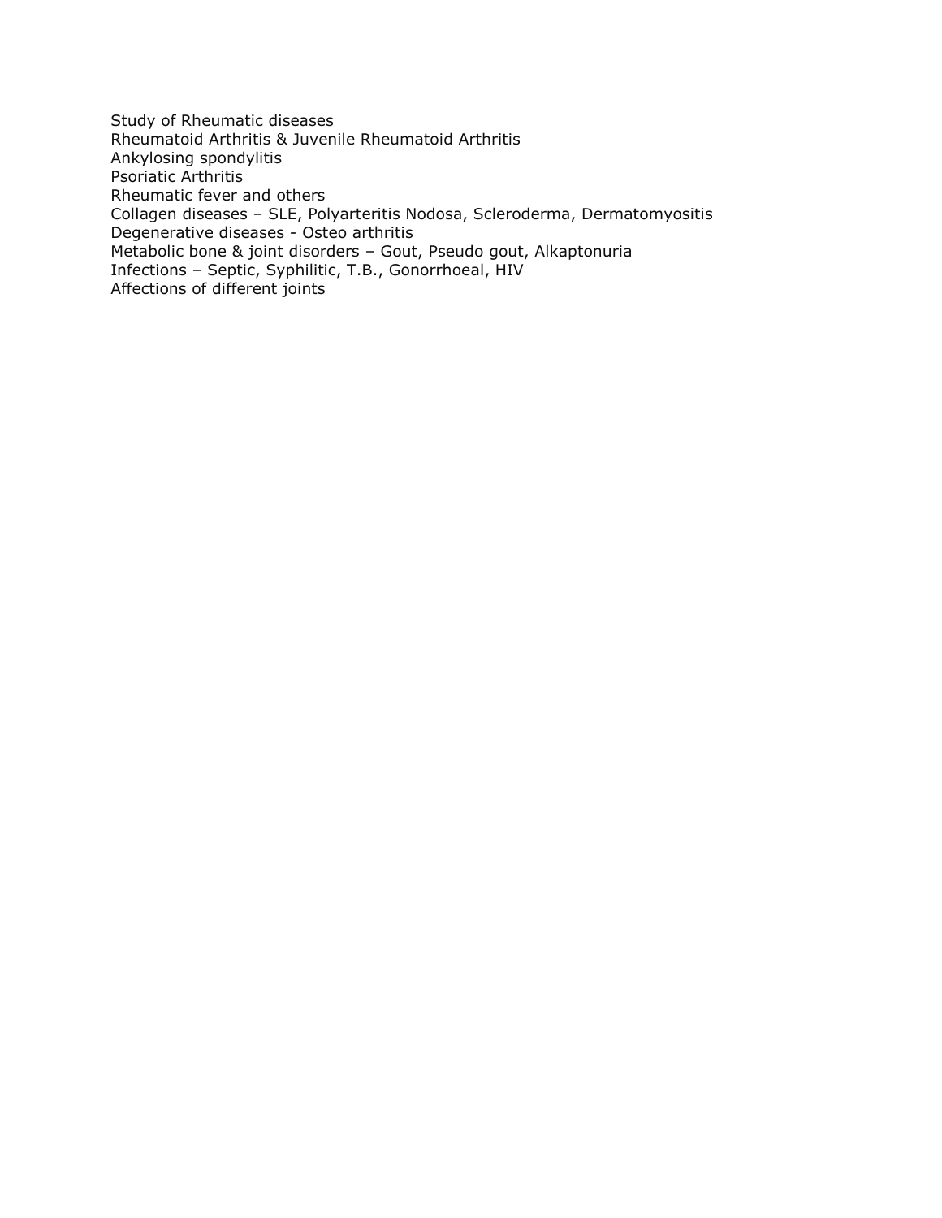Study of Rheumatic diseases
Rheumatoid Arthritis & Juvenile Rheumatoid Arthritis
Ankylosing spondylitis
Psoriatic Arthritis
Rheumatic fever and others
Collagen diseases – SLE, Polyarteritis Nodosa, Scleroderma, Dermatomyositis
Degenerative diseases - Osteo arthritis
Metabolic bone & joint disorders – Gout, Pseudo gout, Alkaptonuria
Infections – Septic, Syphilitic, T.B., Gonorrhoeal, HIV
Affections of different joints